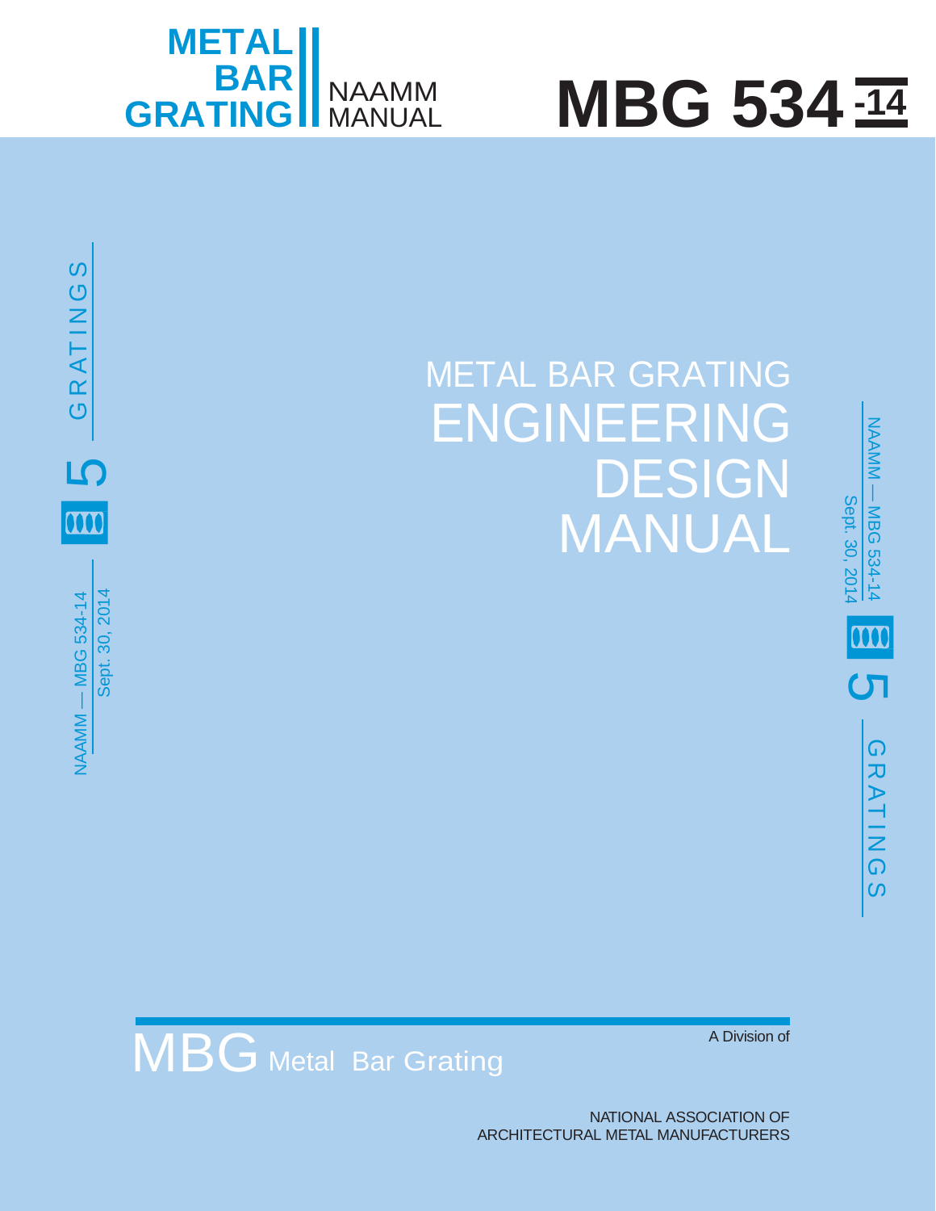METAL BAR GRATING | NAAMM MANUAL

# MBG 534-14

NAAMM — MBG 534-14
Sept. 30, 2014

5 GRATINGS

## METAL BAR GRATING

# ENGINEERING DESIGN MANUAL

MBG Metal Bar Grating

A Division of

NATIONAL ASSOCIATION OF
ARCHITECTURAL METAL MANUFACTURERS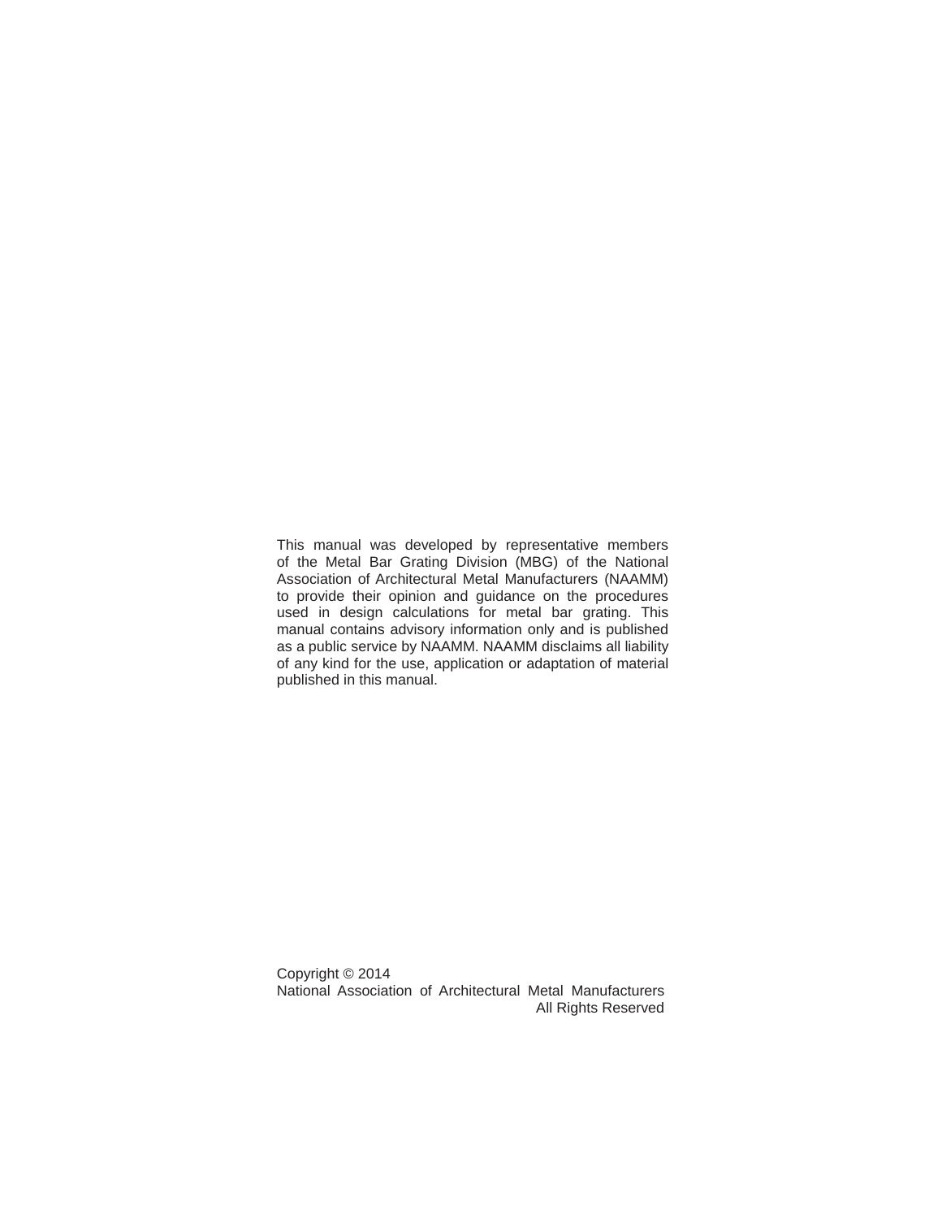This manual was developed by representative members of the Metal Bar Grating Division (MBG) of the National Association of Architectural Metal Manufacturers (NAAMM) to provide their opinion and guidance on the procedures used in design calculations for metal bar grating. This manual contains advisory information only and is published as a public service by NAAMM. NAAMM disclaims all liability of any kind for the use, application or adaptation of material published in this manual.

Copyright © 2014
National Association of Architectural Metal Manufacturers
All Rights Reserved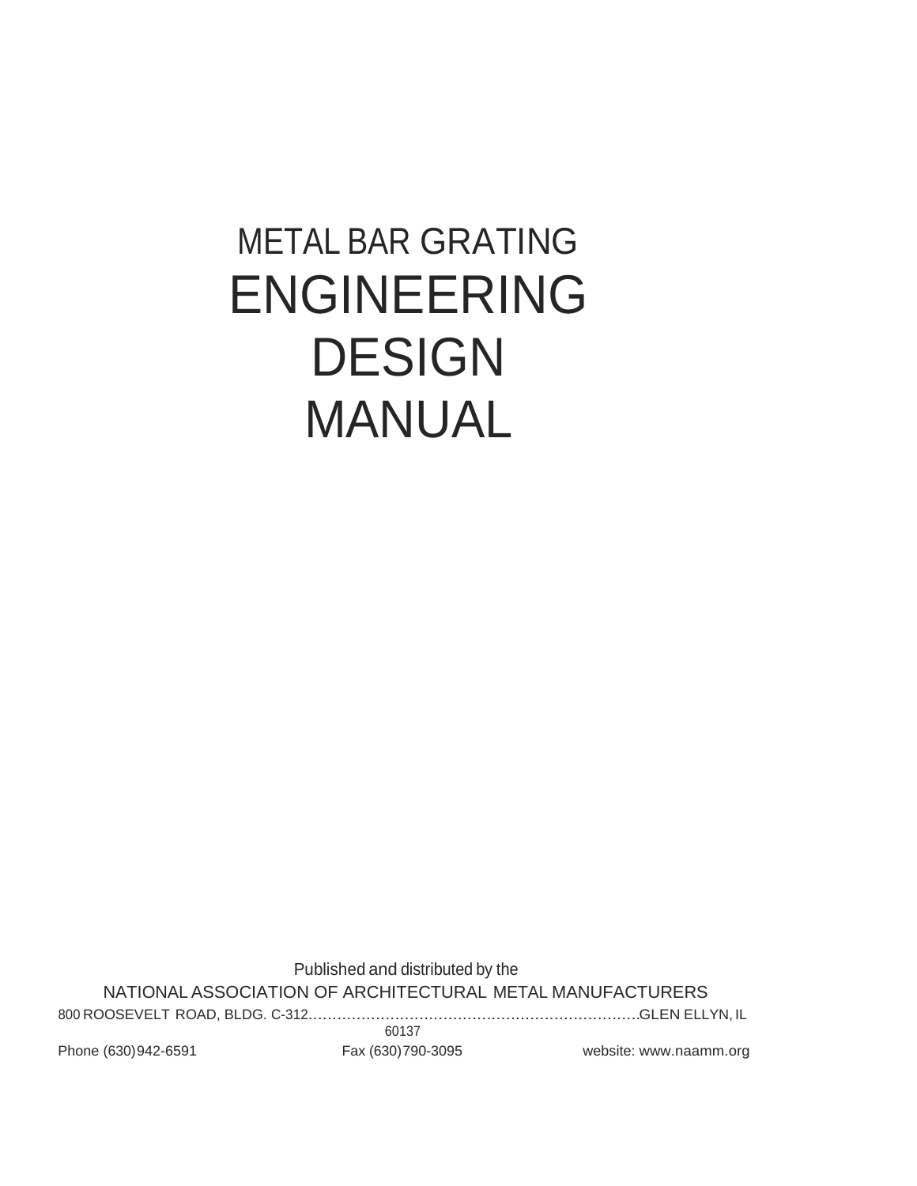# METAL BAR GRATING ENGINEERING DESIGN MANUAL

Published and distributed by the

NATIONAL ASSOCIATION OF ARCHITECTURAL METAL MANUFACTURERS

800 ROOSEVELT ROAD, BLDG. C-312……………………………………………………………GLEN ELLYN, IL 60137

Phone (630) 942-6591 Fax (630) 790-3095 website: www.naamm.org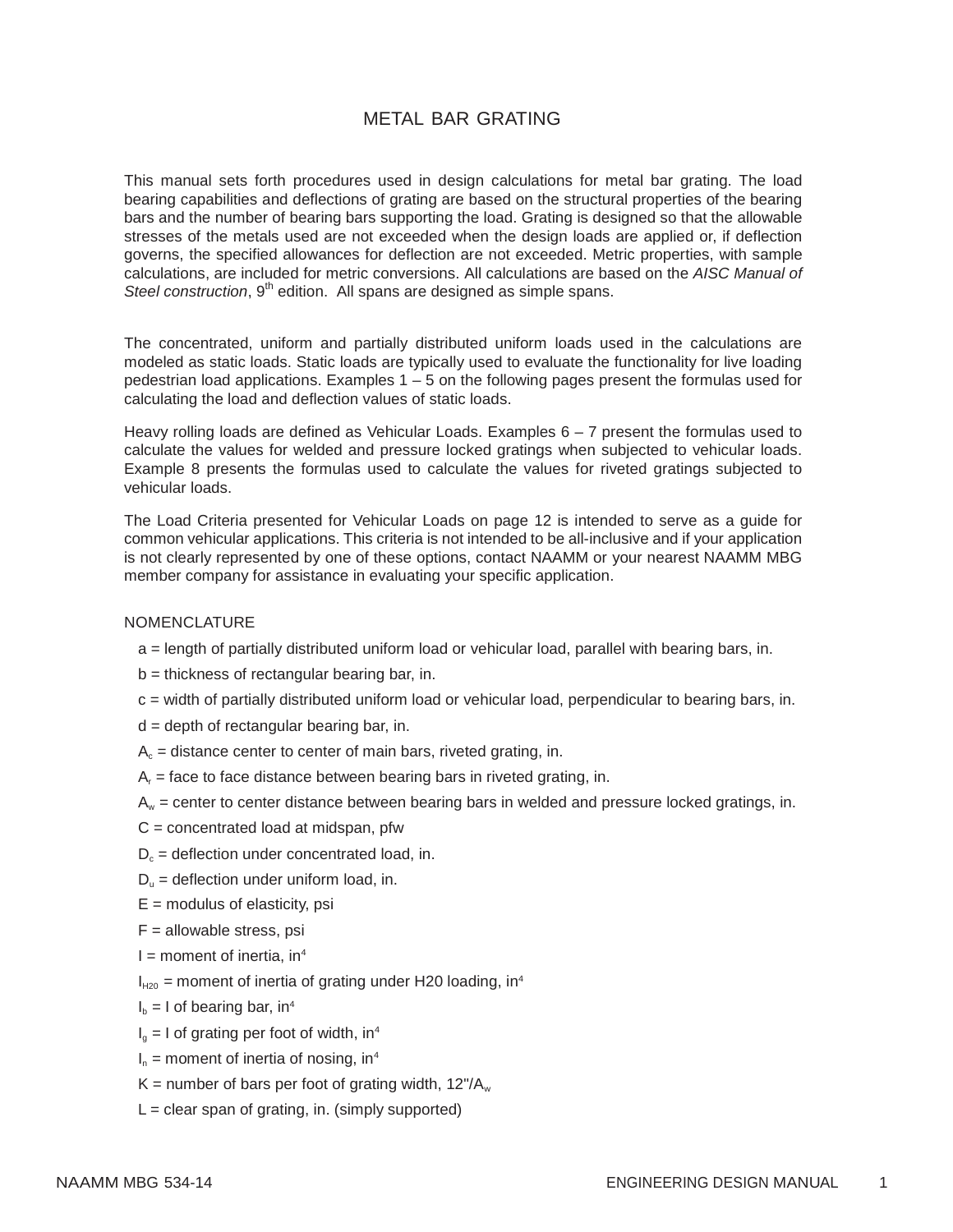# METAL BAR GRATING

This manual sets forth procedures used in design calculations for metal bar grating. The load bearing capabilities and deflections of grating are based on the structural properties of the bearing bars and the number of bearing bars supporting the load. Grating is designed so that the allowable stresses of the metals used are not exceeded when the design loads are applied or, if deflection governs, the specified allowances for deflection are not exceeded. Metric properties, with sample calculations, are included for metric conversions. All calculations are based on the *AISC Manual of Steel construction*, 9$^{th}$ edition. All spans are designed as simple spans.

The concentrated, uniform and partially distributed uniform loads used in the calculations are modeled as static loads. Static loads are typically used to evaluate the functionality for live loading pedestrian load applications. Examples 1 – 5 on the following pages present the formulas used for calculating the load and deflection values of static loads.

Heavy rolling loads are defined as Vehicular Loads. Examples 6 – 7 present the formulas used to calculate the values for welded and pressure locked gratings when subjected to vehicular loads. Example 8 presents the formulas used to calculate the values for riveted gratings subjected to vehicular loads.

The Load Criteria presented for Vehicular Loads on page 12 is intended to serve as a guide for common vehicular applications. This criteria is not intended to be all-inclusive and if your application is not clearly represented by one of these options, contact NAAMM or your nearest NAAMM MBG member company for assistance in evaluating your specific application.

## NOMENCLATURE

- $a$ = length of partially distributed uniform load or vehicular load, parallel with bearing bars, in.
- $b$ = thickness of rectangular bearing bar, in.
- $c$ = width of partially distributed uniform load or vehicular load, perpendicular to bearing bars, in.
- $d$ = depth of rectangular bearing bar, in.
- $A_c$ = distance center to center of main bars, riveted grating, in.
- $A_r$ = face to face distance between bearing bars in riveted grating, in.
- $A_w$ = center to center distance between bearing bars in welded and pressure locked gratings, in.
- $C$ = concentrated load at midspan, pfw
- $D_c$ = deflection under concentrated load, in.
- $D_u$ = deflection under uniform load, in.
- $E$ = modulus of elasticity, psi
- $F$ = allowable stress, psi
- $I$ = moment of inertia, in$^4$
- $I_{H20}$ = moment of inertia of grating under H20 loading, in$^4$
- $I_b$ = I of bearing bar, in$^4$
- $I_g$ = I of grating per foot of width, in$^4$
- $I_n$ = moment of inertia of nosing, in$^4$
- $K$ = number of bars per foot of grating width, 12"/$A_w$
- $L$ = clear span of grating, in. (simply supported)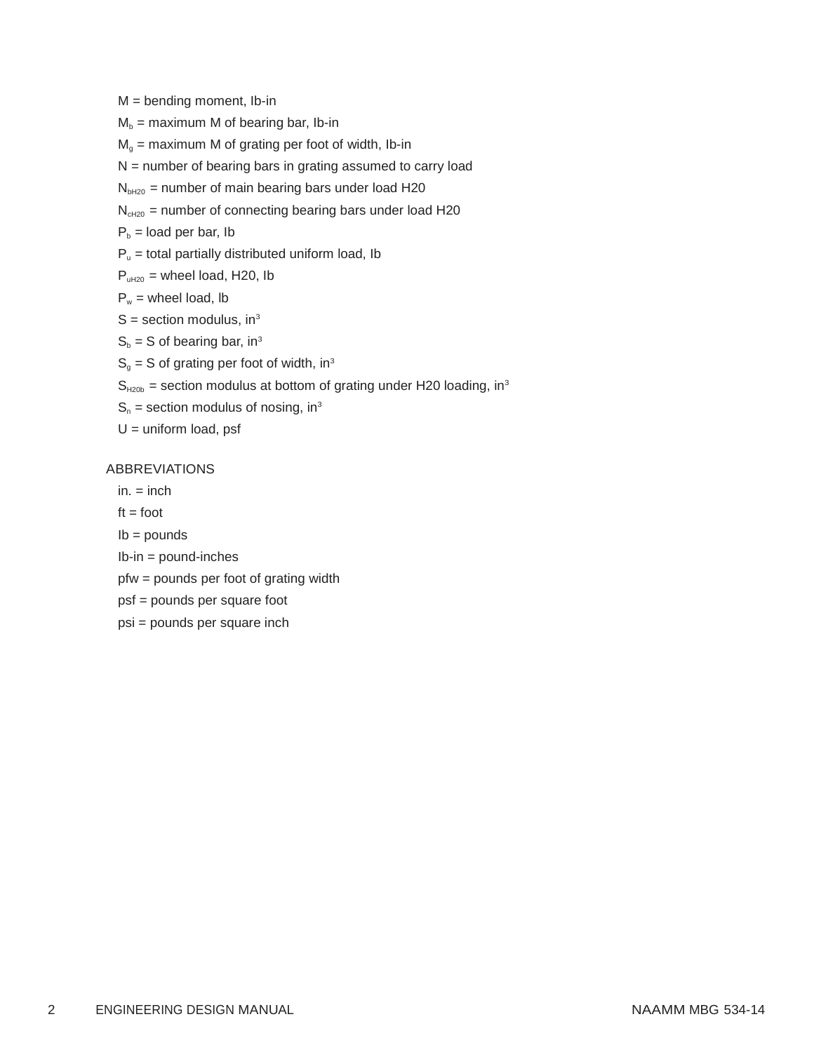$M$ = bending moment, Ib-in

$M_b$ = maximum M of bearing bar, Ib-in

$M_g$ = maximum M of grating per foot of width, Ib-in

N = number of bearing bars in grating assumed to carry load

$N_{bH20}$ = number of main bearing bars under load H20

$N_{cH20}$ = number of connecting bearing bars under load H20

$P_b$ = load per bar, Ib

$P_u$ = total partially distributed uniform load, Ib

$P_{uH20}$ = wheel load, H20, Ib

$P_w$ = wheel load, lb

S = section modulus, $in^3$

$S_b$ = S of bearing bar, $in^3$

$S_g$ = S of grating per foot of width, $in^3$

$S_{H20b}$ = section modulus at bottom of grating under H20 loading, $in^3$

$S_n$ = section modulus of nosing, $in^3$

U = uniform load, psf

## ABBREVIATIONS

in. = inch

ft = foot

Ib = pounds

Ib-in = pound-inches

pfw = pounds per foot of grating width

psf = pounds per square foot

psi = pounds per square inch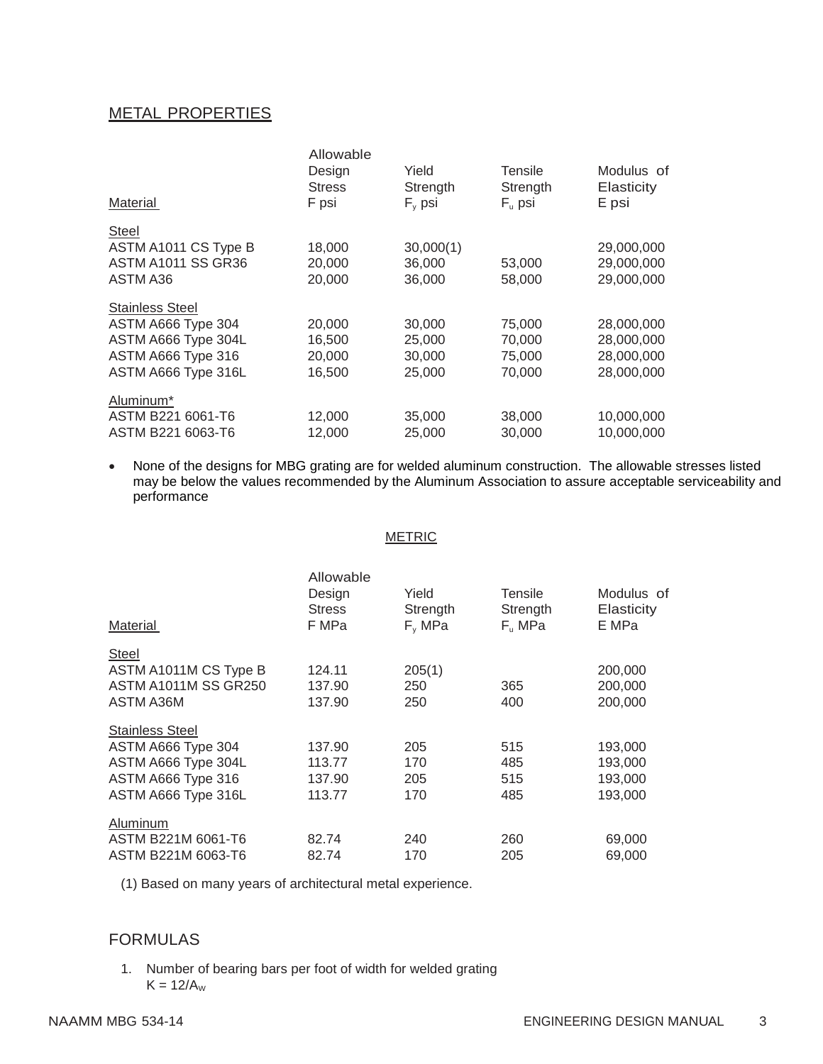## METAL PROPERTIES

| Material | Allowable Design Stress F psi | Yield Strength $F_y$ psi | Tensile Strength $F_u$ psi | Modulus of Elasticity E psi |
|---|---|---|---|---|
| Steel | | | | |
| ASTM A1011 CS Type B | 18,000 | 30,000(1) | | 29,000,000 |
| ASTM A1011 SS GR36 | 20,000 | 36,000 | 53,000 | 29,000,000 |
| ASTM A36 | 20,000 | 36,000 | 58,000 | 29,000,000 |
| Stainless Steel | | | | |
| ASTM A666 Type 304 | 20,000 | 30,000 | 75,000 | 28,000,000 |
| ASTM A666 Type 304L | 16,500 | 25,000 | 70,000 | 28,000,000 |
| ASTM A666 Type 316 | 20,000 | 30,000 | 75,000 | 28,000,000 |
| ASTM A666 Type 316L | 16,500 | 25,000 | 70,000 | 28,000,000 |
| Aluminum* | | | | |
| ASTM B221 6061-T6 | 12,000 | 35,000 | 38,000 | 10,000,000 |
| ASTM B221 6063-T6 | 12,000 | 25,000 | 30,000 | 10,000,000 |

- None of the designs for MBG grating are for welded aluminum construction. The allowable stresses listed may be below the values recommended by the Aluminum Association to assure acceptable serviceability and performance

### METRIC

| Material | Allowable Design Stress F MPa | Yield Strength $F_y$ MPa | Tensile Strength $F_u$ MPa | Modulus of Elasticity E MPa |
|---|---|---|---|---|
| Steel | | | | |
| ASTM A1011M CS Type B | 124.11 | 205(1) | | 200,000 |
| ASTM A1011M SS GR250 | 137.90 | 250 | 365 | 200,000 |
| ASTM A36M | 137.90 | 250 | 400 | 200,000 |
| Stainless Steel | | | | |
| ASTM A666 Type 304 | 137.90 | 205 | 515 | 193,000 |
| ASTM A666 Type 304L | 113.77 | 170 | 485 | 193,000 |
| ASTM A666 Type 316 | 137.90 | 205 | 515 | 193,000 |
| ASTM A666 Type 316L | 113.77 | 170 | 485 | 193,000 |
| Aluminum | | | | |
| ASTM B221M 6061-T6 | 82.74 | 240 | 260 | 69,000 |
| ASTM B221M 6063-T6 | 82.74 | 170 | 205 | 69,000 |

(1) Based on many years of architectural metal experience.

## FORMULAS

1. Number of bearing bars per foot of width for welded grating
   $K = 12/A_W$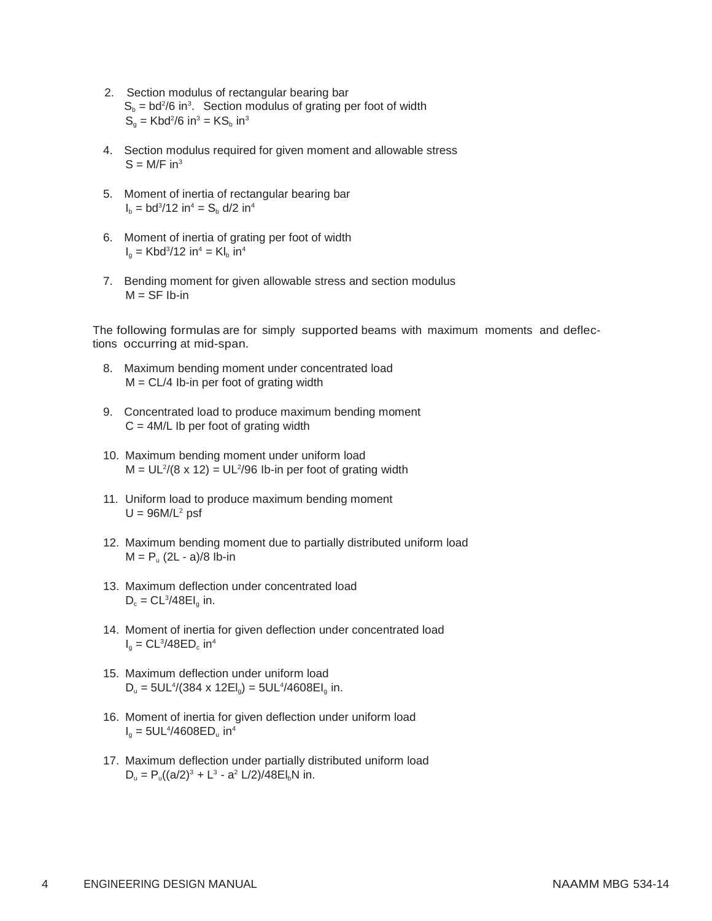2. Section modulus of rectangular bearing bar
   $S_b = bd^2/6$ in$^3$. Section modulus of grating per foot of width
   $S_g = Kbd^2/6$ in$^3$ $= KS_b$ in$^3$

4. Section modulus required for given moment and allowable stress
   $S = M/F$ in$^3$

5. Moment of inertia of rectangular bearing bar
   $I_b = bd^3/12$ in$^4$ $= S_b\ d/2$ in$^4$

6. Moment of inertia of grating per foot of width
   $I_g = Kbd^3/12$ in$^4$ $= KI_b$ in$^4$

7. Bending moment for given allowable stress and section modulus
   $M = SF$ Ib-in

The following formulas are for simply supported beams with maximum moments and deflections occurring at mid-span.

8. Maximum bending moment under concentrated load
   $M = CL/4$ Ib-in per foot of grating width

9. Concentrated load to produce maximum bending moment
   $C = 4M/L$ Ib per foot of grating width

10. Maximum bending moment under uniform load
    $M = UL^2/(8 \times 12) = UL^2/96$ Ib-in per foot of grating width

11. Uniform load to produce maximum bending moment
    $U = 96M/L^2$ psf

12. Maximum bending moment due to partially distributed uniform load
    $M = P_u\ (2L - a)/8$ Ib-in

13. Maximum deflection under concentrated load
    $D_c = CL^3/48EI_g$ in.

14. Moment of inertia for given deflection under concentrated load
    $I_g = CL^3/48ED_c$ in$^4$

15. Maximum deflection under uniform load
    $D_u = 5UL^4/(384 \times 12EI_g) = 5UL^4/4608EI_g$ in.

16. Moment of inertia for given deflection under uniform load
    $I_g = 5UL^4/4608ED_u$ in$^4$

17. Maximum deflection under partially distributed uniform load
    $D_u = P_u((a/2)^3 + L^3 - a^2\ L/2)/48EI_bN$ in.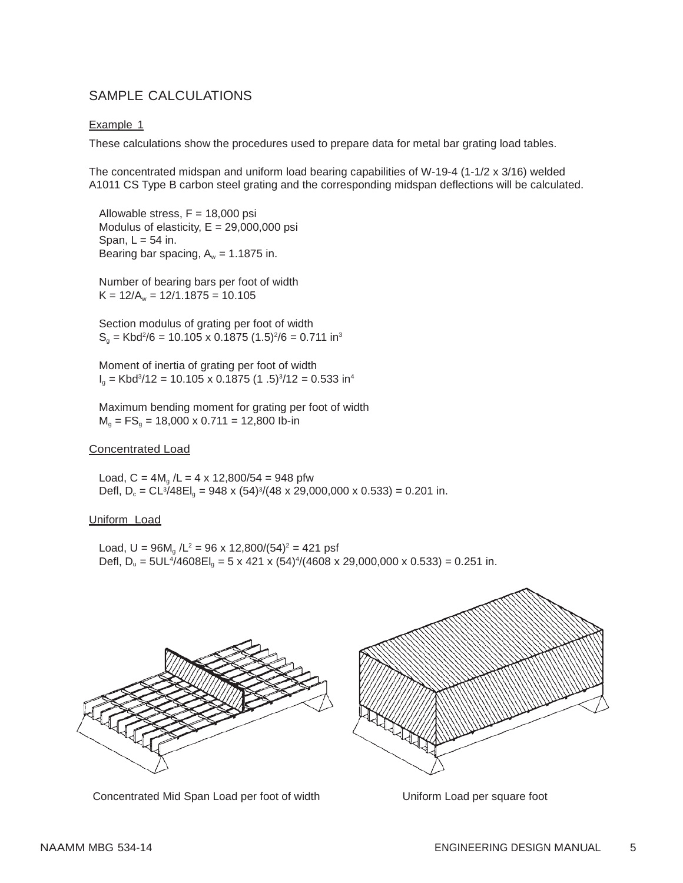# SAMPLE CALCULATIONS

Example 1

These calculations show the procedures used to prepare data for metal bar grating load tables.

The concentrated midspan and uniform load bearing capabilities of W-19-4 (1-1/2 x 3/16) welded A1011 CS Type B carbon steel grating and the corresponding midspan deflections will be calculated.

Allowable stress, $F$ = 18,000 psi
Modulus of elasticity, $E$ = 29,000,000 psi
Span, $L$ = 54 in.
Bearing bar spacing, $A_w$ = 1.1875 in.

Number of bearing bars per foot of width
$K = 12/A_w = 12/1.1875 = 10.105$

Section modulus of grating per foot of width
$S_g = Kbd^2/6 = 10.105 \times 0.1875\ (1.5)^2/6 = 0.711\ \text{in}^3$

Moment of inertia of grating per foot of width
$I_g = Kbd^3/12 = 10.105 \times 0.1875\ (1.5)^3/12 = 0.533\ \text{in}^4$

Maximum bending moment for grating per foot of width
$M_g = FS_g = 18{,}000 \times 0.711 = 12{,}800$ lb-in

## Concentrated Load

Load, $C = 4M_g/L = 4 \times 12{,}800/54 = 948$ pfw
Defl, $D_c = CL^3/48EI_g = 948 \times (54)^3/(48 \times 29{,}000{,}000 \times 0.533) = 0.201$ in.

## Uniform Load

Load, $U = 96M_g/L^2 = 96 \times 12{,}800/(54)^2 = 421$ psf
Defl, $D_u = 5UL^4/4608EI_g = 5 \times 421 \times (54)^4/(4608 \times 29{,}000{,}000 \times 0.533) = 0.251$ in.

Concentrated Mid Span Load per foot of width

Uniform Load per square foot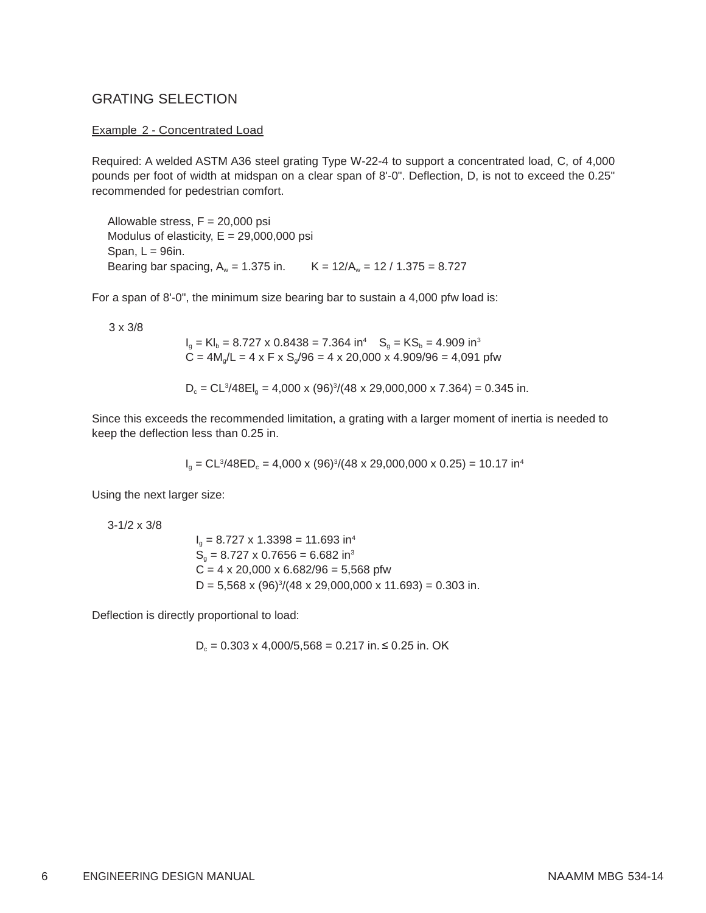## GRATING SELECTION

### Example 2 - Concentrated Load

Required: A welded ASTM A36 steel grating Type W-22-4 to support a concentrated load, C, of 4,000 pounds per foot of width at midspan on a clear span of 8'-0". Deflection, D, is not to exceed the 0.25" recommended for pedestrian comfort.

Allowable stress, F = 20,000 psi
Modulus of elasticity, E = 29,000,000 psi
Span, L = 96in.
Bearing bar spacing, $A_w$ = 1.375 in. $\quad$ K = 12/$A_w$ = 12 / 1.375 = 8.727

For a span of 8'-0", the minimum size bearing bar to sustain a 4,000 pfw load is:

3 x 3/8

$I_g = KI_b = 8.727 \times 0.8438 = 7.364 \text{ in}^4 \quad S_g = KS_b = 4.909 \text{ in}^3$

$C = 4M_g/L = 4 \times F \times S_g/96 = 4 \times 20{,}000 \times 4.909/96 = 4{,}091$ pfw

$D_c = CL^3/48EI_g = 4{,}000 \times (96)^3/(48 \times 29{,}000{,}000 \times 7.364) = 0.345$ in.

Since this exceeds the recommended limitation, a grating with a larger moment of inertia is needed to keep the deflection less than 0.25 in.

$I_g = CL^3/48ED_c = 4{,}000 \times (96)^3/(48 \times 29{,}000{,}000 \times 0.25) = 10.17 \text{ in}^4$

Using the next larger size:

3-1/2 x 3/8

$I_g = 8.727 \times 1.3398 = 11.693 \text{ in}^4$
$S_g = 8.727 \times 0.7656 = 6.682 \text{ in}^3$
$C = 4 \times 20{,}000 \times 6.682/96 = 5{,}568$ pfw
$D = 5{,}568 \times (96)^3/(48 \times 29{,}000{,}000 \times 11.693) = 0.303$ in.

Deflection is directly proportional to load:

$D_c = 0.303 \times 4{,}000/5{,}568 = 0.217 \text{ in.} \leq 0.25$ in. OK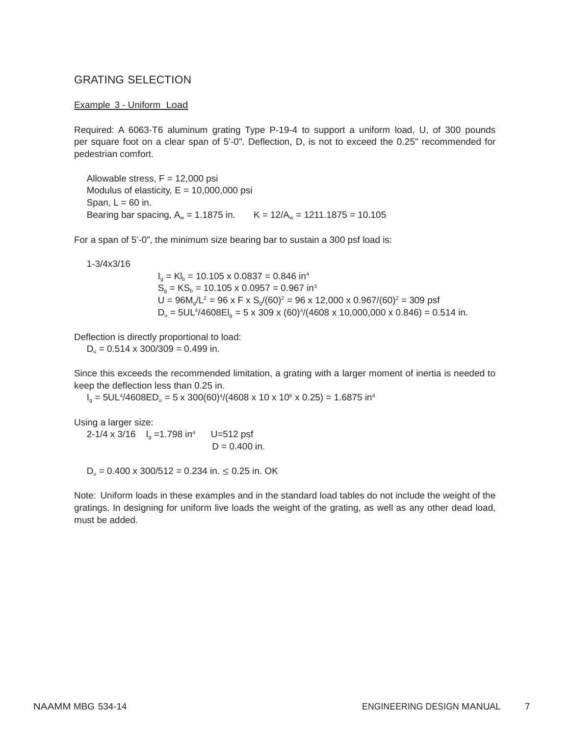## GRATING SELECTION

Example 3 - Uniform Load

Required: A 6063-T6 aluminum grating Type P-19-4 to support a uniform load, U, of 300 pounds per square foot on a clear span of 5'-0". Deflection, D, is not to exceed the 0.25" recommended for pedestrian comfort.

Allowable stress, F = 12,000 psi
Modulus of elasticity, E = 10,000,000 psi
Span, L = 60 in.
Bearing bar spacing, $A_w$ = 1.1875 in. $K = 12/A_w$ = 1211.1875 = 10.105

For a span of 5'-0", the minimum size bearing bar to sustain a 300 psf load is:

1-3/4x3/16

$I_g = KI_b = 10.105 \times 0.0837 = 0.846 \text{ in}^4$
$S_g = KS_b = 10.105 \times 0.0957 = 0.967 \text{ in}^3$
$U = 96M_g/L^2 = 96 \times F \times S_g/(60)^2 = 96 \times 12{,}000 \times 0.967/(60)^2 = 309 \text{ psf}$
$D_u = 5UL^4/4608EI_g = 5 \times 309 \times (60)^4/(4608 \times 10{,}000{,}000 \times 0.846) = 0.514 \text{ in.}$

Deflection is directly proportional to load:
$D_u = 0.514 \times 300/309 = 0.499 \text{ in.}$

Since this exceeds the recommended limitation, a grating with a larger moment of inertia is needed to keep the deflection less than 0.25 in.
$I_g = 5UL^4/4608ED_u = 5 \times 300(60)^4/(4608 \times 10 \times 10^6 \times 0.25) = 1.6875 \text{ in}^4$

Using a larger size:
2-1/4 x 3/16 $I_g = 1.798 \text{ in}^4$ U=512 psf
D = 0.400 in.

$D_u = 0.400 \times 300/512 = 0.234 \text{ in.} \leq 0.25 \text{ in.}$ OK

Note: Uniform loads in these examples and in the standard load tables do not include the weight of the gratings. In designing for uniform live loads the weight of the grating, as well as any other dead load, must be added.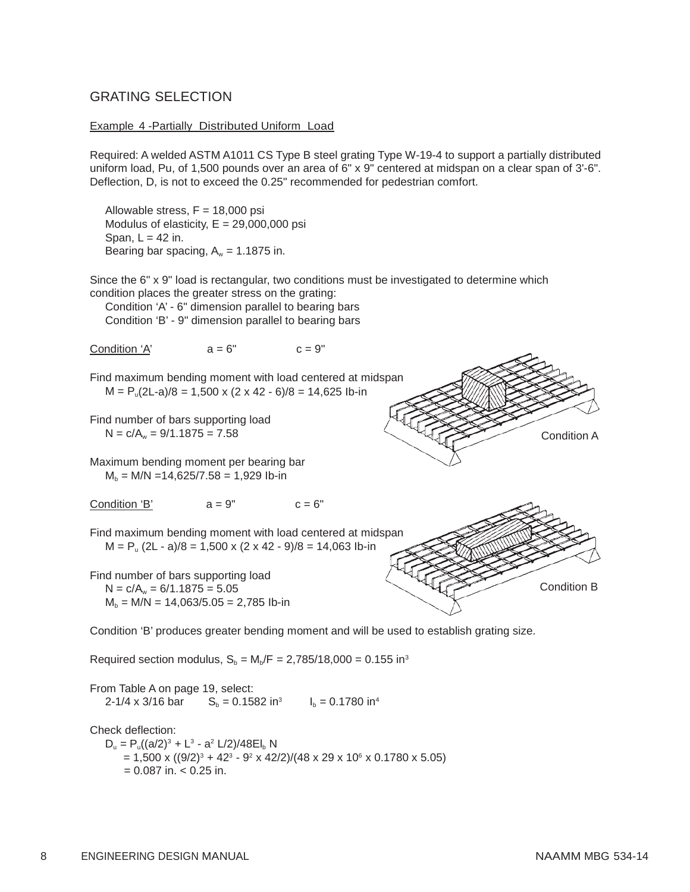## GRATING SELECTION

Example 4 -Partially Distributed Uniform Load

Required: A welded ASTM A1011 CS Type B steel grating Type W-19-4 to support a partially distributed uniform load, Pu, of 1,500 pounds over an area of 6" x 9" centered at midspan on a clear span of 3'-6". Deflection, D, is not to exceed the 0.25" recommended for pedestrian comfort.

Allowable stress, F = 18,000 psi
Modulus of elasticity, E = 29,000,000 psi
Span, L = 42 in.
Bearing bar spacing, $A_w$ = 1.1875 in.

Since the 6" x 9" load is rectangular, two conditions must be investigated to determine which condition places the greater stress on the grating:

Condition 'A' - 6" dimension parallel to bearing bars
Condition 'B' - 9" dimension parallel to bearing bars

Condition 'A' a = 6" c = 9"

Find maximum bending moment with load centered at midspan

$M = P_u(2L-a)/8 = 1,500 \times (2 \times 42 - 6)/8 = 14,625$ Ib-in

Find number of bars supporting load

$N = c/A_w = 9/1.1875 = 7.58$

Maximum bending moment per bearing bar

$M_b = M/N = 14,625/7.58 = 1,929$ Ib-in

Condition A

Condition 'B' a = 9" c = 6"

Find maximum bending moment with load centered at midspan

$M = P_u (2L - a)/8 = 1,500 \times (2 \times 42 - 9)/8 = 14,063$ Ib-in

Find number of bars supporting load

$N = c/A_w = 6/1.1875 = 5.05$

$M_b = M/N = 14,063/5.05 = 2,785$ Ib-in

Condition B

Condition 'B' produces greater bending moment and will be used to establish grating size.

Required section modulus, $S_b = M_b/F = 2,785/18,000 = 0.155$ in$^3$

From Table A on page 19, select:

2-1/4 x 3/16 bar $S_b = 0.1582$ in$^3$ $I_b = 0.1780$ in$^4$

Check deflection:

$D_u = P_u((a/2)^3 + L^3 - a^2 L/2)/48EI_b N$

$= 1,500 \times ((9/2)^3 + 42^3 - 9^2 \times 42/2)/(48 \times 29 \times 10^6 \times 0.1780 \times 5.05)$

$= 0.087$ in. $< 0.25$ in.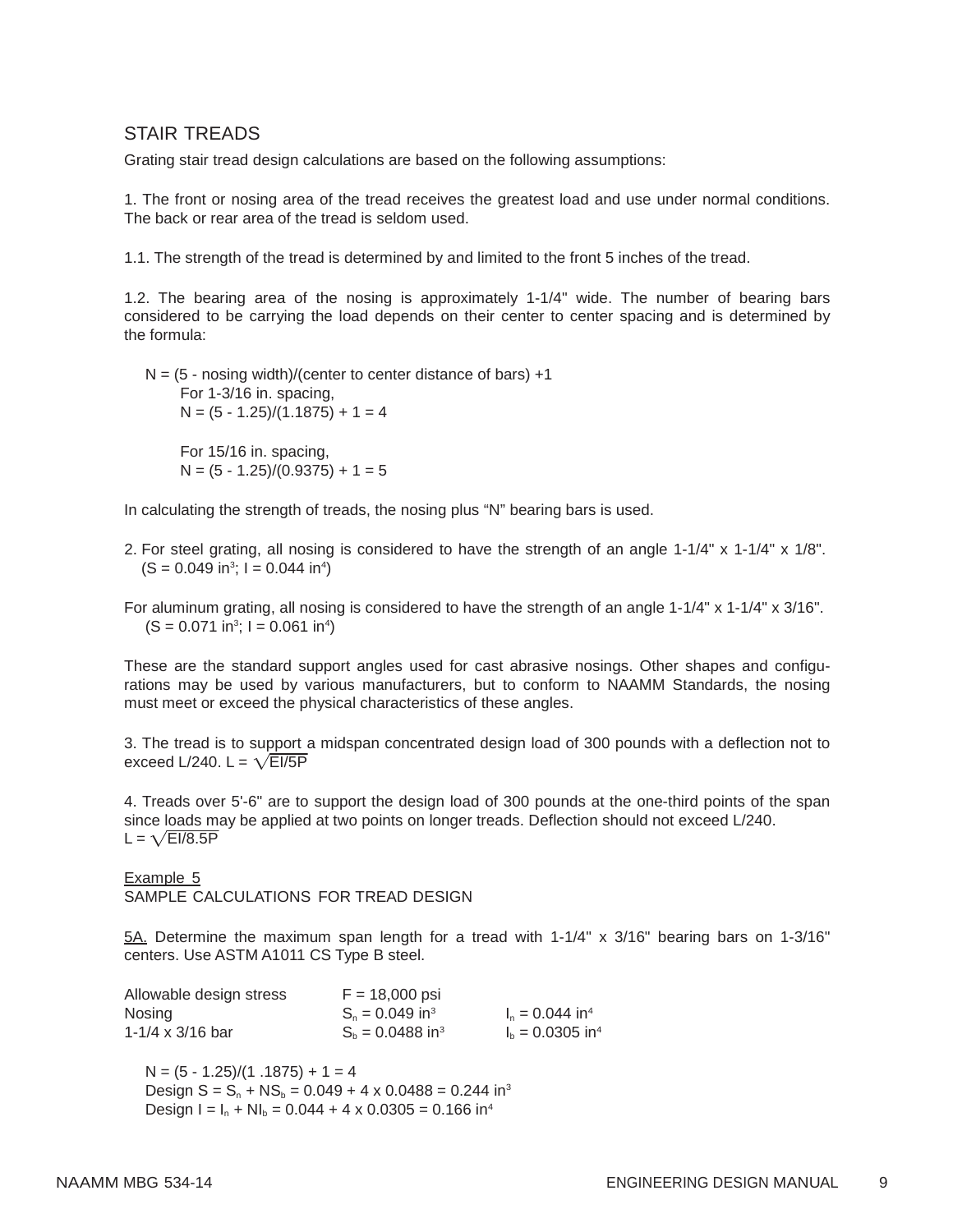## STAIR TREADS

Grating stair tread design calculations are based on the following assumptions:

1. The front or nosing area of the tread receives the greatest load and use under normal conditions. The back or rear area of the tread is seldom used.

1.1. The strength of the tread is determined by and limited to the front 5 inches of the tread.

1.2. The bearing area of the nosing is approximately 1-1/4" wide. The number of bearing bars considered to be carrying the load depends on their center to center spacing and is determined by the formula:

$N$ = (5 - nosing width)/(center to center distance of bars) +1

For 1-3/16 in. spacing,
$N = (5 - 1.25)/(1.1875) + 1 = 4$

For 15/16 in. spacing,
$N = (5 - 1.25)/(0.9375) + 1 = 5$

In calculating the strength of treads, the nosing plus "N" bearing bars is used.

2. For steel grating, all nosing is considered to have the strength of an angle 1-1/4" x 1-1/4" x 1/8".
($S = 0.049 \text{ in}^3$; $I = 0.044 \text{ in}^4$)

For aluminum grating, all nosing is considered to have the strength of an angle 1-1/4" x 1-1/4" x 3/16".
($S = 0.071 \text{ in}^3$; $I = 0.061 \text{ in}^4$)

These are the standard support angles used for cast abrasive nosings. Other shapes and configurations may be used by various manufacturers, but to conform to NAAMM Standards, the nosing must meet or exceed the physical characteristics of these angles.

3. The tread is to support a midspan concentrated design load of 300 pounds with a deflection not to exceed L/240. $L = \sqrt{EI/5P}$

4. Treads over 5'-6" are to support the design load of 300 pounds at the one-third points of the span since loads may be applied at two points on longer treads. Deflection should not exceed L/240.
$L = \sqrt{EI/8.5P}$

Example 5
SAMPLE CALCULATIONS FOR TREAD DESIGN

5A. Determine the maximum span length for a tread with 1-1/4" x 3/16" bearing bars on 1-3/16" centers. Use ASTM A1011 CS Type B steel.

| | | |
|---|---|---|
| Allowable design stress | $F = 18{,}000$ psi | |
| Nosing | $S_n = 0.049 \text{ in}^3$ | $I_n = 0.044 \text{ in}^4$ |
| 1-1/4 x 3/16 bar | $S_b = 0.0488 \text{ in}^3$ | $I_b = 0.0305 \text{ in}^4$ |

$N = (5 - 1.25)/(1.1875) + 1 = 4$
Design $S = S_n + NS_b = 0.049 + 4 \times 0.0488 = 0.244 \text{ in}^3$
Design $I = I_n + NI_b = 0.044 + 4 \times 0.0305 = 0.166 \text{ in}^4$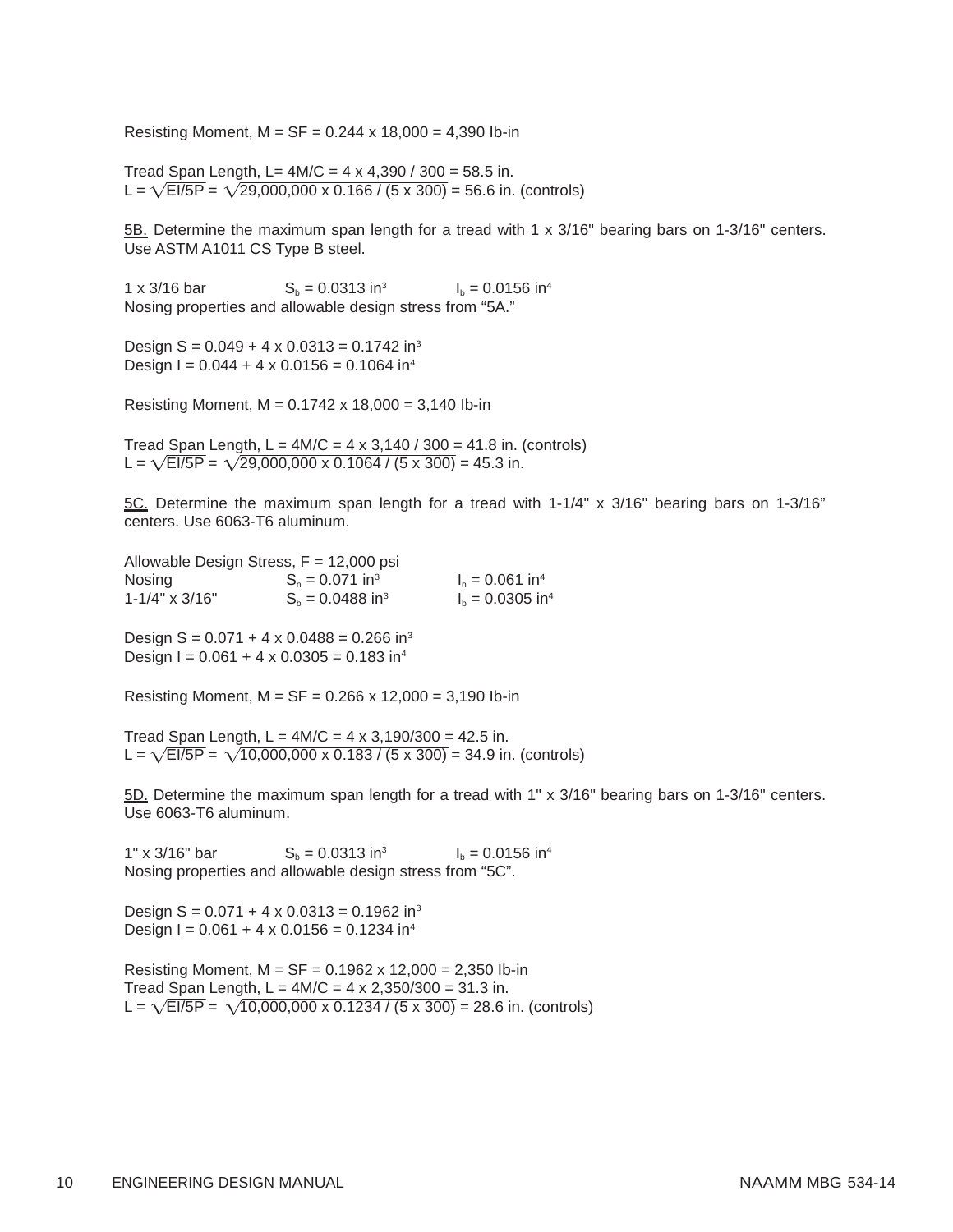Resisting Moment, $M = SF = 0.244 \times 18{,}000 = 4{,}390$ lb-in

Tread Span Length, $L = 4M/C = 4 \times 4{,}390 / 300 = 58.5$ in.
$L = \sqrt{EI/5P} = \sqrt{29{,}000{,}000 \times 0.166 / (5 \times 300)} = 56.6$ in. (controls)

5B. Determine the maximum span length for a tread with 1 x 3/16" bearing bars on 1-3/16" centers. Use ASTM A1011 CS Type B steel.

1 x 3/16 bar $S_b = 0.0313$ in$^3$ $I_b = 0.0156$ in$^4$
Nosing properties and allowable design stress from "5A."

Design $S = 0.049 + 4 \times 0.0313 = 0.1742$ in$^3$
Design $I = 0.044 + 4 \times 0.0156 = 0.1064$ in$^4$

Resisting Moment, $M = 0.1742 \times 18{,}000 = 3{,}140$ lb-in

Tread Span Length, $L = 4M/C = 4 \times 3{,}140 / 300 = 41.8$ in. (controls)
$L = \sqrt{EI/5P} = \sqrt{29{,}000{,}000 \times 0.1064 / (5 \times 300)} = 45.3$ in.

5C. Determine the maximum span length for a tread with 1-1/4" x 3/16" bearing bars on 1-3/16" centers. Use 6063-T6 aluminum.

Allowable Design Stress, $F = 12{,}000$ psi
Nosing $S_n = 0.071$ in$^3$ $I_n = 0.061$ in$^4$
1-1/4" x 3/16" $S_b = 0.0488$ in$^3$ $I_b = 0.0305$ in$^4$

Design $S = 0.071 + 4 \times 0.0488 = 0.266$ in$^3$
Design $I = 0.061 + 4 \times 0.0305 = 0.183$ in$^4$

Resisting Moment, $M = SF = 0.266 \times 12{,}000 = 3{,}190$ lb-in

Tread Span Length, $L = 4M/C = 4 \times 3{,}190/300 = 42.5$ in.
$L = \sqrt{EI/5P} = \sqrt{10{,}000{,}000 \times 0.183 / (5 \times 300)} = 34.9$ in. (controls)

5D. Determine the maximum span length for a tread with 1" x 3/16" bearing bars on 1-3/16" centers. Use 6063-T6 aluminum.

1" x 3/16" bar $S_b = 0.0313$ in$^3$ $I_b = 0.0156$ in$^4$
Nosing properties and allowable design stress from "5C".

Design $S = 0.071 + 4 \times 0.0313 = 0.1962$ in$^3$
Design $I = 0.061 + 4 \times 0.0156 = 0.1234$ in$^4$

Resisting Moment, $M = SF = 0.1962 \times 12{,}000 = 2{,}350$ lb-in
Tread Span Length, $L = 4M/C = 4 \times 2{,}350/300 = 31.3$ in.
$L = \sqrt{EI/5P} = \sqrt{10{,}000{,}000 \times 0.1234 / (5 \times 300)} = 28.6$ in. (controls)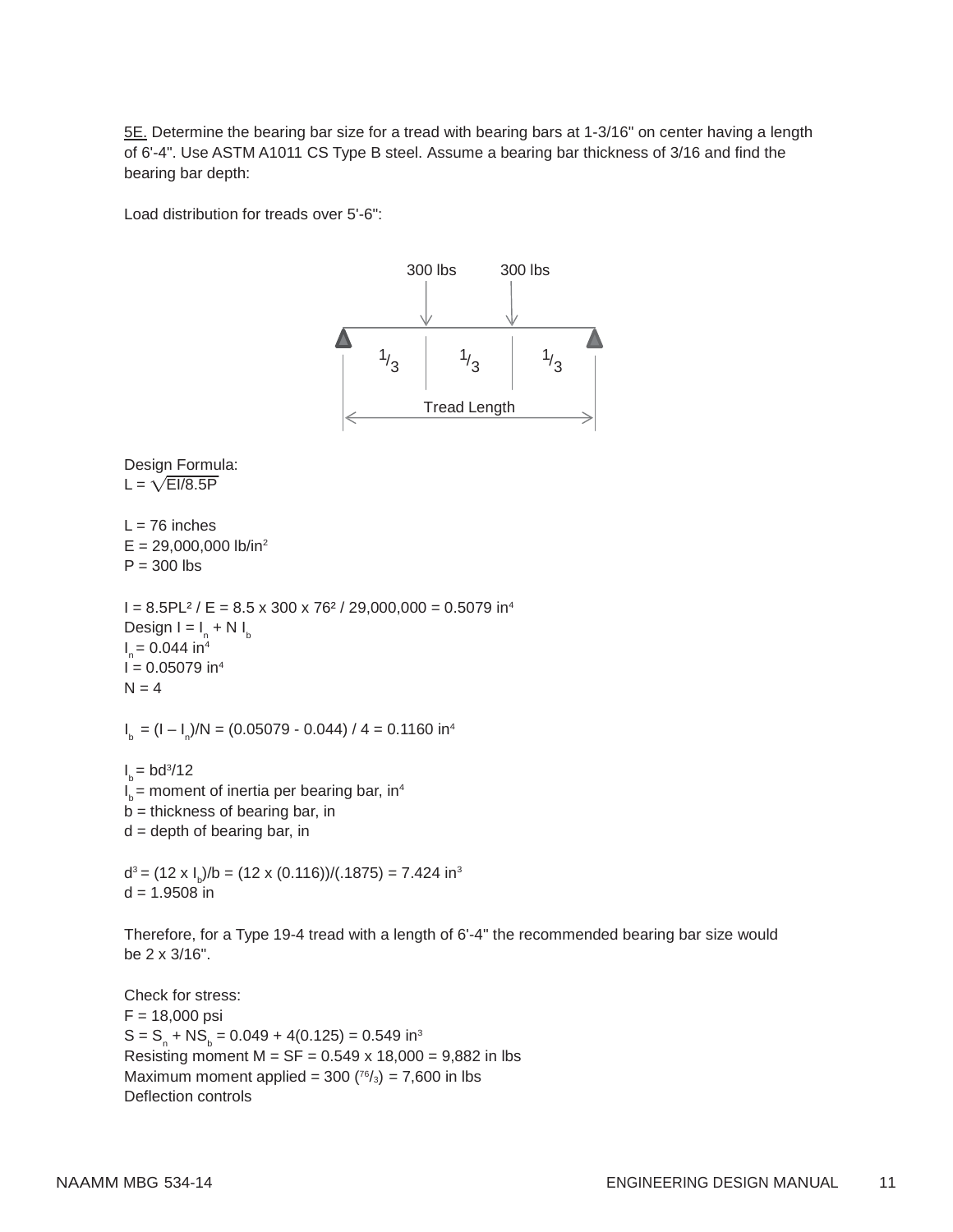5E. Determine the bearing bar size for a tread with bearing bars at 1-3/16" on center having a length of 6'-4". Use ASTM A1011 CS Type B steel. Assume a bearing bar thickness of 3/16 and find the bearing bar depth:

Load distribution for treads over 5'-6":

300 lbs 300 lbs

1/3 1/3 1/3

Tread Length

Design Formula:
$L = \sqrt{EI/8.5P}$

L = 76 inches
E = 29,000,000 lb/in$^2$
P = 300 lbs

$I = 8.5PL^2 / E = 8.5 \times 300 \times 76^2 / 29{,}000{,}000 = 0.5079$ in$^4$
Design $I = I_n + N\, I_b$
$I_n = 0.044$ in$^4$
$I = 0.05079$ in$^4$
N = 4

$I_b = (I - I_n)/N = (0.05079 - 0.044) / 4 = 0.1160$ in$^4$

$I_b = bd^3/12$
$I_b$ = moment of inertia per bearing bar, in$^4$
b = thickness of bearing bar, in
d = depth of bearing bar, in

$d^3 = (12 \times I_b)/b = (12 \times (0.116))/(.1875) = 7.424$ in$^3$
d = 1.9508 in

Therefore, for a Type 19-4 tread with a length of 6'-4" the recommended bearing bar size would be 2 x 3/16".

Check for stress:
F = 18,000 psi
$S = S_n + NS_b = 0.049 + 4(0.125) = 0.549$ in$^3$
Resisting moment $M = SF = 0.549 \times 18{,}000 = 9{,}882$ in lbs
Maximum moment applied = $300\,(^{76}/_{3}) = 7{,}600$ in lbs
Deflection controls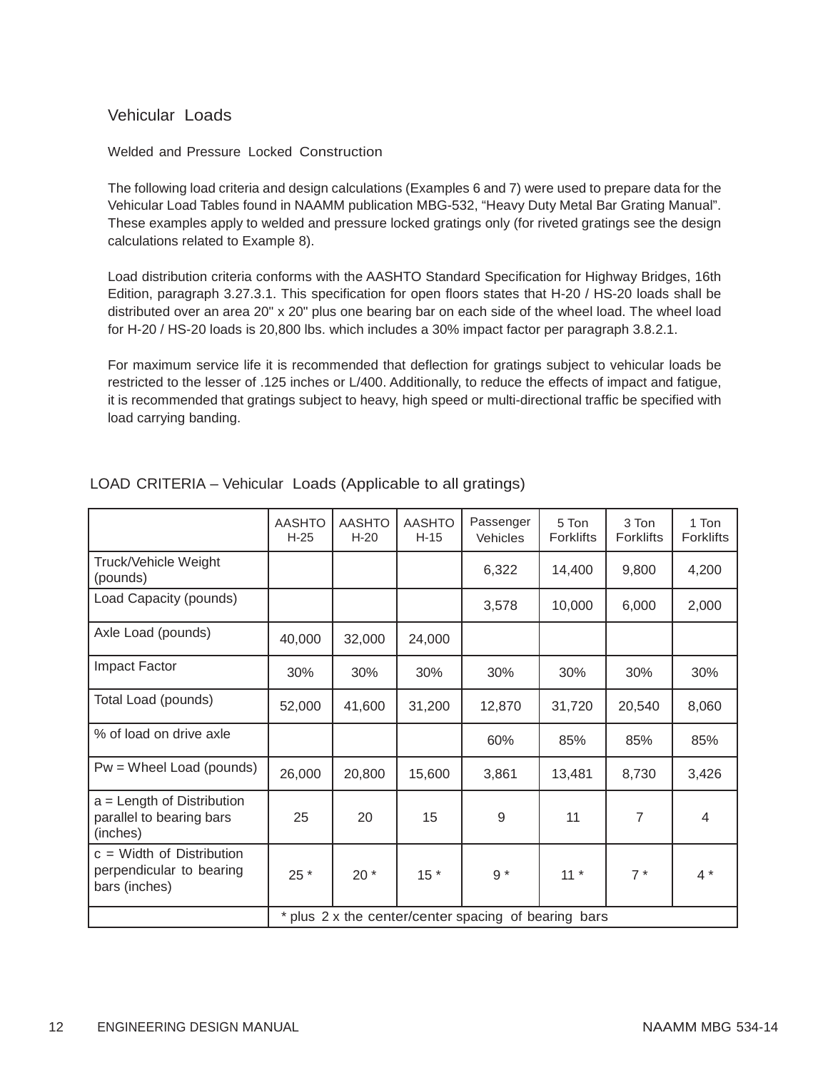# Vehicular Loads

## Welded and Pressure Locked Construction

The following load criteria and design calculations (Examples 6 and 7) were used to prepare data for the Vehicular Load Tables found in NAAMM publication MBG-532, "Heavy Duty Metal Bar Grating Manual". These examples apply to welded and pressure locked gratings only (for riveted gratings see the design calculations related to Example 8).

Load distribution criteria conforms with the AASHTO Standard Specification for Highway Bridges, 16th Edition, paragraph 3.27.3.1. This specification for open floors states that H-20 / HS-20 loads shall be distributed over an area 20" x 20" plus one bearing bar on each side of the wheel load. The wheel load for H-20 / HS-20 loads is 20,800 lbs. which includes a 30% impact factor per paragraph 3.8.2.1.

For maximum service life it is recommended that deflection for gratings subject to vehicular loads be restricted to the lesser of .125 inches or L/400. Additionally, to reduce the effects of impact and fatigue, it is recommended that gratings subject to heavy, high speed or multi-directional traffic be specified with load carrying banding.

LOAD CRITERIA – Vehicular Loads (Applicable to all gratings)

| | AASHTO H-25 | AASHTO H-20 | AASHTO H-15 | Passenger Vehicles | 5 Ton Forklifts | 3 Ton Forklifts | 1 Ton Forklifts |
|---|---|---|---|---|---|---|---|
| Truck/Vehicle Weight (pounds) | | | | 6,322 | 14,400 | 9,800 | 4,200 |
| Load Capacity (pounds) | | | | 3,578 | 10,000 | 6,000 | 2,000 |
| Axle Load (pounds) | 40,000 | 32,000 | 24,000 | | | | |
| Impact Factor | 30% | 30% | 30% | 30% | 30% | 30% | 30% |
| Total Load (pounds) | 52,000 | 41,600 | 31,200 | 12,870 | 31,720 | 20,540 | 8,060 |
| % of load on drive axle | | | | 60% | 85% | 85% | 85% |
| Pw = Wheel Load (pounds) | 26,000 | 20,800 | 15,600 | 3,861 | 13,481 | 8,730 | 3,426 |
| a = Length of Distribution parallel to bearing bars (inches) | 25 | 20 | 15 | 9 | 11 | 7 | 4 |
| c = Width of Distribution perpendicular to bearing bars (inches) | 25 * | 20 * | 15 * | 9 * | 11 * | 7 * | 4 * |
| | * plus 2 x the center/center spacing of bearing bars | | | | | | |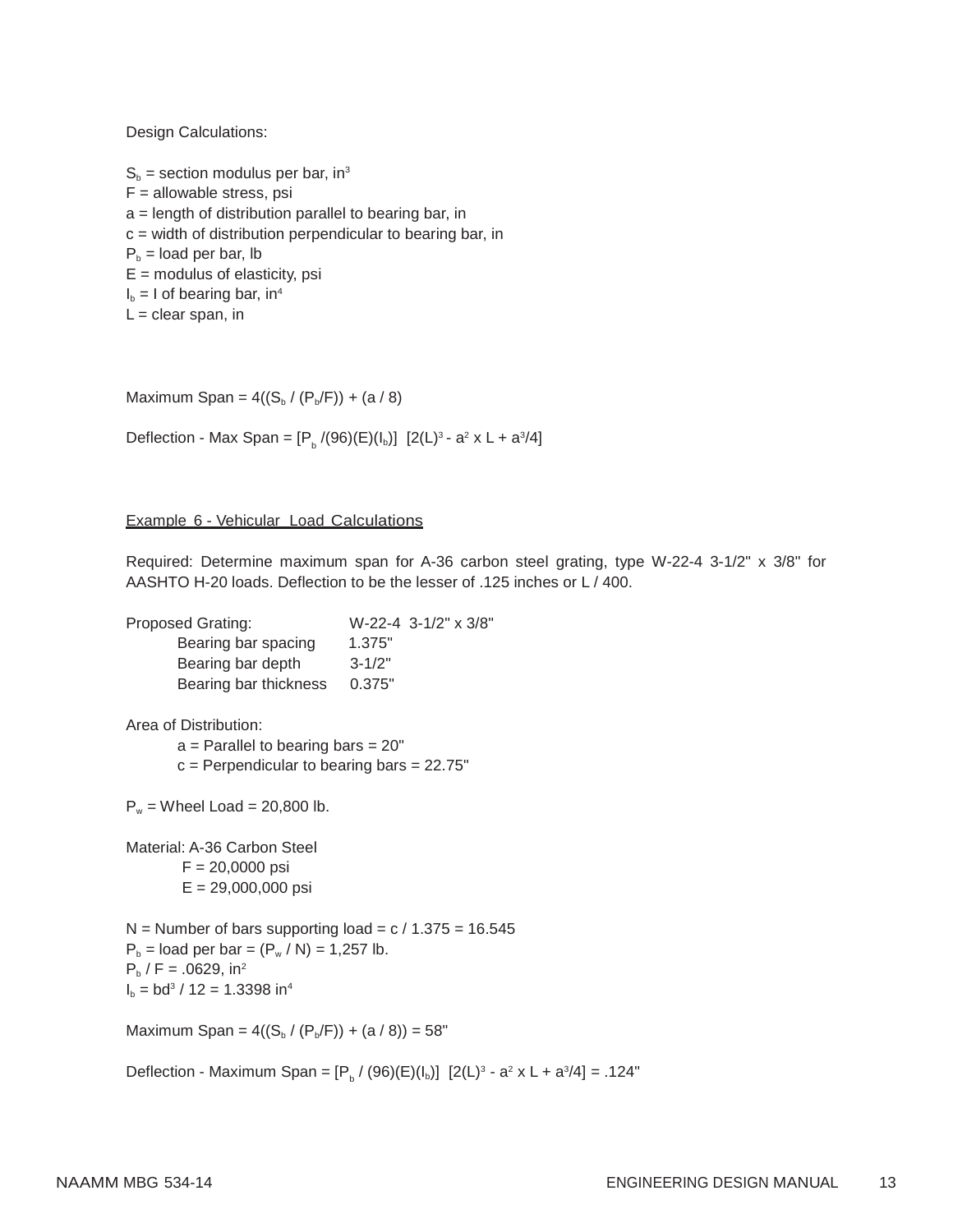Design Calculations:

$S_b$ = section modulus per bar, $in^3$
F = allowable stress, psi
a = length of distribution parallel to bearing bar, in
c = width of distribution perpendicular to bearing bar, in
$P_b$ = load per bar, lb
E = modulus of elasticity, psi
$I_b$ = I of bearing bar, $in^4$
L = clear span, in

Maximum Span = $4((S_b / (P_b/F)) + (a / 8)$

Deflection - Max Span = $[P_b /(96)(E)(I_b)]\ [2(L)^3 - a^2 \times L + a^3/4]$

## Example 6 - Vehicular Load Calculations

Required: Determine maximum span for A-36 carbon steel grating, type W-22-4 3-1/2" x 3/8" for AASHTO H-20 loads. Deflection to be the lesser of .125 inches or L / 400.

Proposed Grating: W-22-4 3-1/2" x 3/8"
- Bearing bar spacing 1.375"
- Bearing bar depth 3-1/2"
- Bearing bar thickness 0.375"

Area of Distribution:
- a = Parallel to bearing bars = 20"
- c = Perpendicular to bearing bars = 22.75"

$P_w$ = Wheel Load = 20,800 lb.

Material: A-36 Carbon Steel
- F = 20,0000 psi
- E = 29,000,000 psi

N = Number of bars supporting load = c / 1.375 = 16.545
$P_b$ = load per bar = $(P_w / N)$ = 1,257 lb.
$P_b / F$ = .0629, $in^2$
$I_b = bd^3 / 12 = 1.3398\ in^4$

Maximum Span = $4((S_b / (P_b/F)) + (a / 8))$ = 58"

Deflection - Maximum Span = $[P_b / (96)(E)(I_b)]\ [2(L)^3 - a^2 \times L + a^3/4]$ = .124"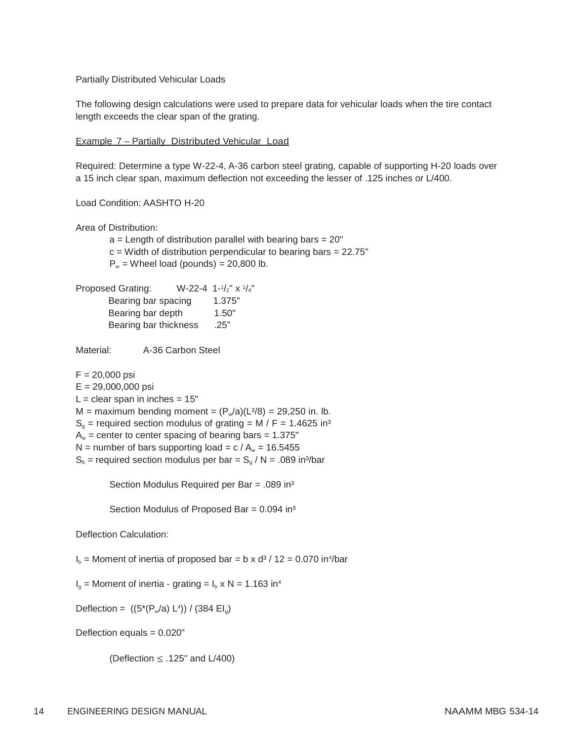Partially Distributed Vehicular Loads

The following design calculations were used to prepare data for vehicular loads when the tire contact length exceeds the clear span of the grating.

Example 7 – Partially Distributed Vehicular Load

Required: Determine a type W-22-4, A-36 carbon steel grating, capable of supporting H-20 loads over a 15 inch clear span, maximum deflection not exceeding the lesser of .125 inches or L/400.

Load Condition: AASHTO H-20

Area of Distribution:

- a = Length of distribution parallel with bearing bars = 20"
- c = Width of distribution perpendicular to bearing bars = 22.75"
- $P_w$ = Wheel load (pounds) = 20,800 lb.

Proposed Grating: W-22-4 1-$^1/_2$" x $^1/_4$"

- Bearing bar spacing 1.375"
- Bearing bar depth 1.50"
- Bearing bar thickness .25"

Material: A-36 Carbon Steel

F = 20,000 psi
E = 29,000,000 psi
L = clear span in inches = 15"
M = maximum bending moment = $(P_w/a)(L^2/8)$ = 29,250 in. lb.
$S_g$ = required section modulus of grating = M / F = 1.4625 in³
$A_w$ = center to center spacing of bearing bars = 1.375"
N = number of bars supporting load = c / $A_w$ = 16.5455
$S_b$ = required section modulus per bar = $S_g$ / N = .089 in³/bar

Section Modulus Required per Bar = .089 in³

Section Modulus of Proposed Bar = 0.094 in³

Deflection Calculation:

$I_b$ = Moment of inertia of proposed bar = $b \times d^3 / 12$ = 0.070 in⁴/bar

$I_g$ = Moment of inertia - grating = $I_b \times N$ = 1.163 in⁴

Deflection = $((5*(P_w/a)\, L^4)) / (384\, EI_g)$

Deflection equals = 0.020"

(Deflection $\leq$ .125" and L/400)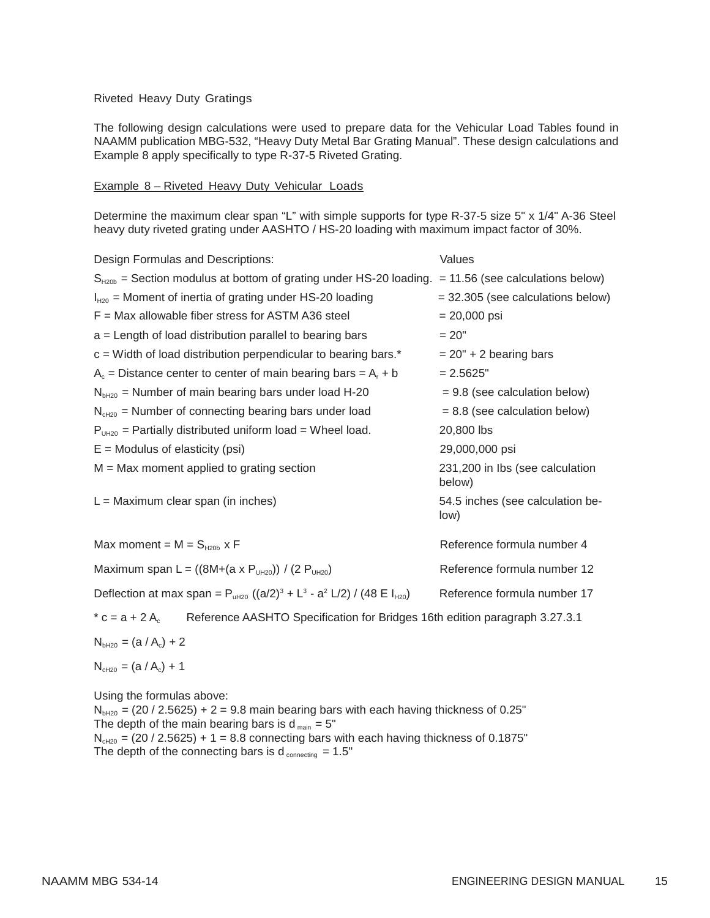## Riveted Heavy Duty Gratings

The following design calculations were used to prepare data for the Vehicular Load Tables found in NAAMM publication MBG-532, “Heavy Duty Metal Bar Grating Manual”. These design calculations and Example 8 apply specifically to type R-37-5 Riveted Grating.

### Example 8 – Riveted Heavy Duty Vehicular Loads

Determine the maximum clear span “L” with simple supports for type R-37-5 size 5" x 1/4" A-36 Steel heavy duty riveted grating under AASHTO / HS-20 loading with maximum impact factor of 30%.

| Design Formulas and Descriptions: | Values |
|---|---|
| $S_{H20b}$ = Section modulus at bottom of grating under HS-20 loading. | = 11.56 (see calculations below) |
| $I_{H20}$ = Moment of inertia of grating under HS-20 loading | = 32.305 (see calculations below) |
| F = Max allowable fiber stress for ASTM A36 steel | = 20,000 psi |
| a = Length of load distribution parallel to bearing bars | = 20" |
| c = Width of load distribution perpendicular to bearing bars.* | = 20" + 2 bearing bars |
| $A_c$ = Distance center to center of main bearing bars = $A_r$ + b | = 2.5625" |
| $N_{bH20}$ = Number of main bearing bars under load H-20 | = 9.8 (see calculation below) |
| $N_{cH20}$ = Number of connecting bearing bars under load | = 8.8 (see calculation below) |
| $P_{UH20}$ = Partially distributed uniform load = Wheel load. | 20,800 lbs |
| E = Modulus of elasticity (psi) | 29,000,000 psi |
| M = Max moment applied to grating section | 231,200 in lbs (see calculation below) |
| L = Maximum clear span (in inches) | 54.5 inches (see calculation below) |

| | |
|---|---|
| Max moment = M = $S_{H20b}$ x F | Reference formula number 4 |
| Maximum span L = $((8M+(a \times P_{UH20})) / (2 P_{UH20})$ | Reference formula number 12 |
| Deflection at max span = $P_{uH20}$ $((a/2)^3 + L^3 - a^2 L/2) / (48 E I_{H20})$ | Reference formula number 17 |

\* c = a + 2 $A_c$ Reference AASHTO Specification for Bridges 16th edition paragraph 3.27.3.1

$N_{bH20} = (a / A_c) + 2$

$N_{cH20} = (a / A_c) + 1$

Using the formulas above:
$N_{bH20}$ = (20 / 2.5625) + 2 = 9.8 main bearing bars with each having thickness of 0.25"
The depth of the main bearing bars is $d_{main}$ = 5"
$N_{cH20}$ = (20 / 2.5625) + 1 = 8.8 connecting bars with each having thickness of 0.1875"
The depth of the connecting bars is $d_{connecting}$ = 1.5"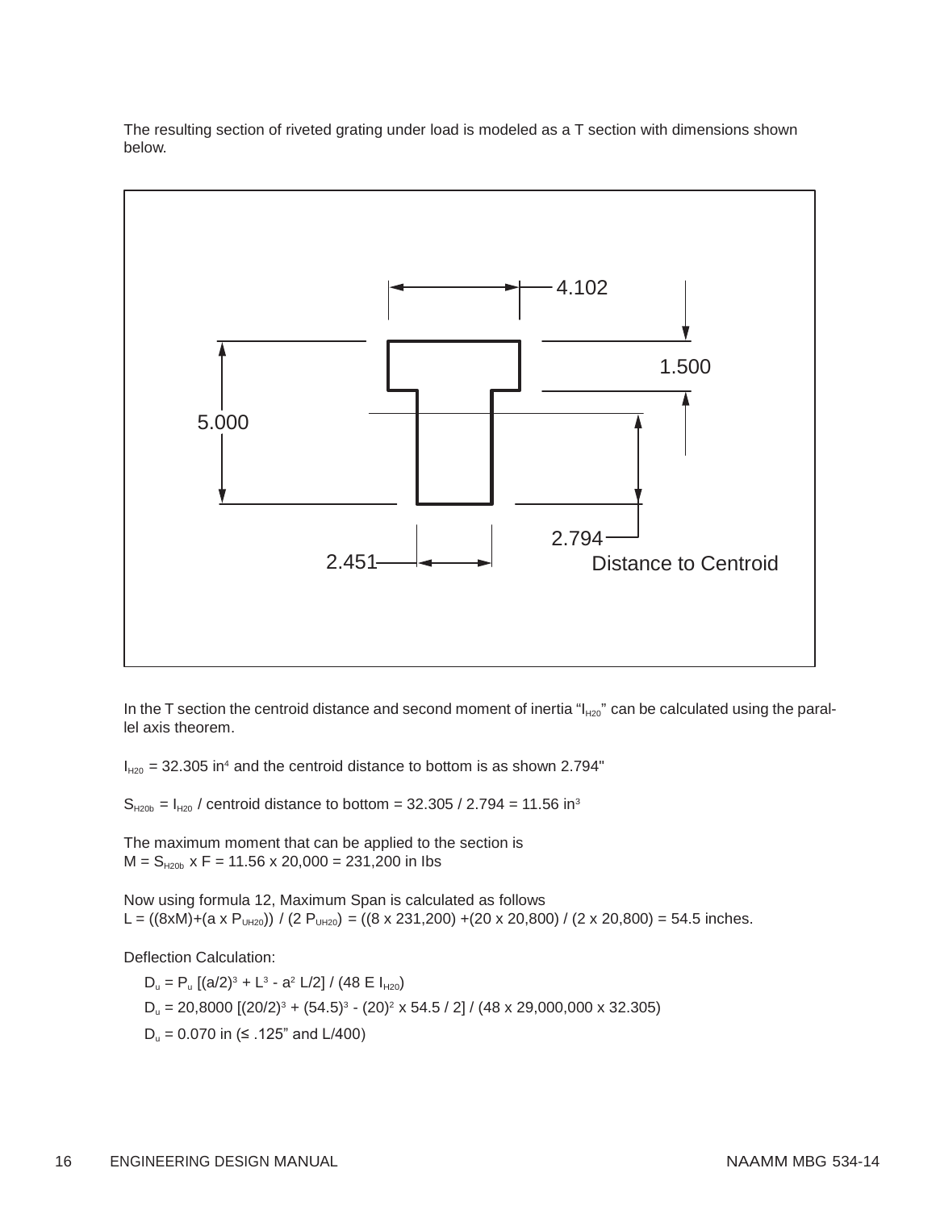The resulting section of riveted grating under load is modeled as a T section with dimensions shown below.

4.102

1.500

5.000

2.794 Distance to Centroid

2.451

In the T section the centroid distance and second moment of inertia "$I_{H20}$" can be calculated using the parallel axis theorem.

$I_{H20}$ = 32.305 in$^4$ and the centroid distance to bottom is as shown 2.794"

$S_{H20b} = I_{H20}$ / centroid distance to bottom = 32.305 / 2.794 = 11.56 in$^3$

The maximum moment that can be applied to the section is
$M = S_{H20b} \times F = 11.56 \times 20{,}000 = 231{,}200$ in Ibs

Now using formula 12, Maximum Span is calculated as follows
$L = ((8 \mathrm{x} M)+(a \times P_{UH20})) / (2 P_{UH20}) = ((8 \times 231{,}200) + (20 \times 20{,}800) / (2 \times 20{,}800) = 54.5$ inches.

Deflection Calculation:

$D_u = P_u [(a/2)^3 + L^3 - a^2 L/2] / (48 E I_{H20})$

$D_u = 20{,}8000 [(20/2)^3 + (54.5)^3 - (20)^2 \times 54.5 / 2] / (48 \times 29{,}000{,}000 \times 32.305)$

$D_u = 0.070$ in (≤ .125" and L/400)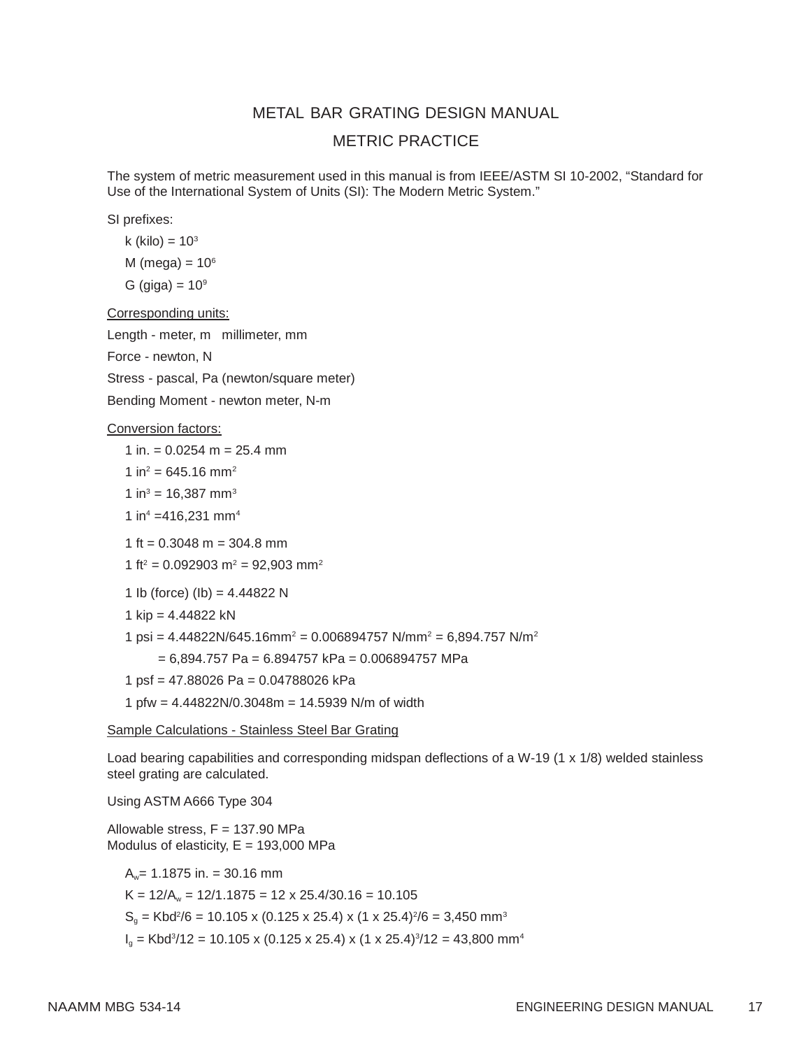# METAL BAR GRATING DESIGN MANUAL

## METRIC PRACTICE

The system of metric measurement used in this manual is from IEEE/ASTM SI 10-2002, "Standard for Use of the International System of Units (SI): The Modern Metric System."

SI prefixes:

- k (kilo) = $10^3$
- M (mega) = $10^6$
- G (giga) = $10^9$

Corresponding units:

Length - meter, m   millimeter, mm

Force - newton, N

Stress - pascal, Pa (newton/square meter)

Bending Moment - newton meter, N-m

Conversion factors:

- 1 in. = 0.0254 m = 25.4 mm
- 1 $in^2$ = 645.16 $mm^2$
- 1 $in^3$ = 16,387 $mm^3$
- 1 $in^4$ =416,231 $mm^4$
- 1 ft = 0.3048 m = 304.8 mm
- 1 $ft^2$ = 0.092903 $m^2$ = 92,903 $mm^2$
- 1 lb (force) (lb) = 4.44822 N
- 1 kip = 4.44822 kN
- 1 psi = 4.44822N/645.16$mm^2$ = 0.006894757 N/$mm^2$ = 6,894.757 N/$m^2$
  = 6,894.757 Pa = 6.894757 kPa = 0.006894757 MPa
- 1 psf = 47.88026 Pa = 0.04788026 kPa
- 1 pfw = 4.44822N/0.3048m = 14.5939 N/m of width

Sample Calculations - Stainless Steel Bar Grating

Load bearing capabilities and corresponding midspan deflections of a W-19 (1 x 1/8) welded stainless steel grating are calculated.

Using ASTM A666 Type 304

Allowable stress, F = 137.90 MPa
Modulus of elasticity, E = 193,000 MPa

$A_w$= 1.1875 in. = 30.16 mm

$K = 12/A_w = 12/1.1875 = 12 \times 25.4/30.16 = 10.105$

$S_g = Kbd^2/6 = 10.105 \times (0.125 \times 25.4) \times (1 \times 25.4)^2/6 = 3{,}450 \text{ mm}^3$

$I_g = Kbd^3/12 = 10.105 \times (0.125 \times 25.4) \times (1 \times 25.4)^3/12 = 43{,}800 \text{ mm}^4$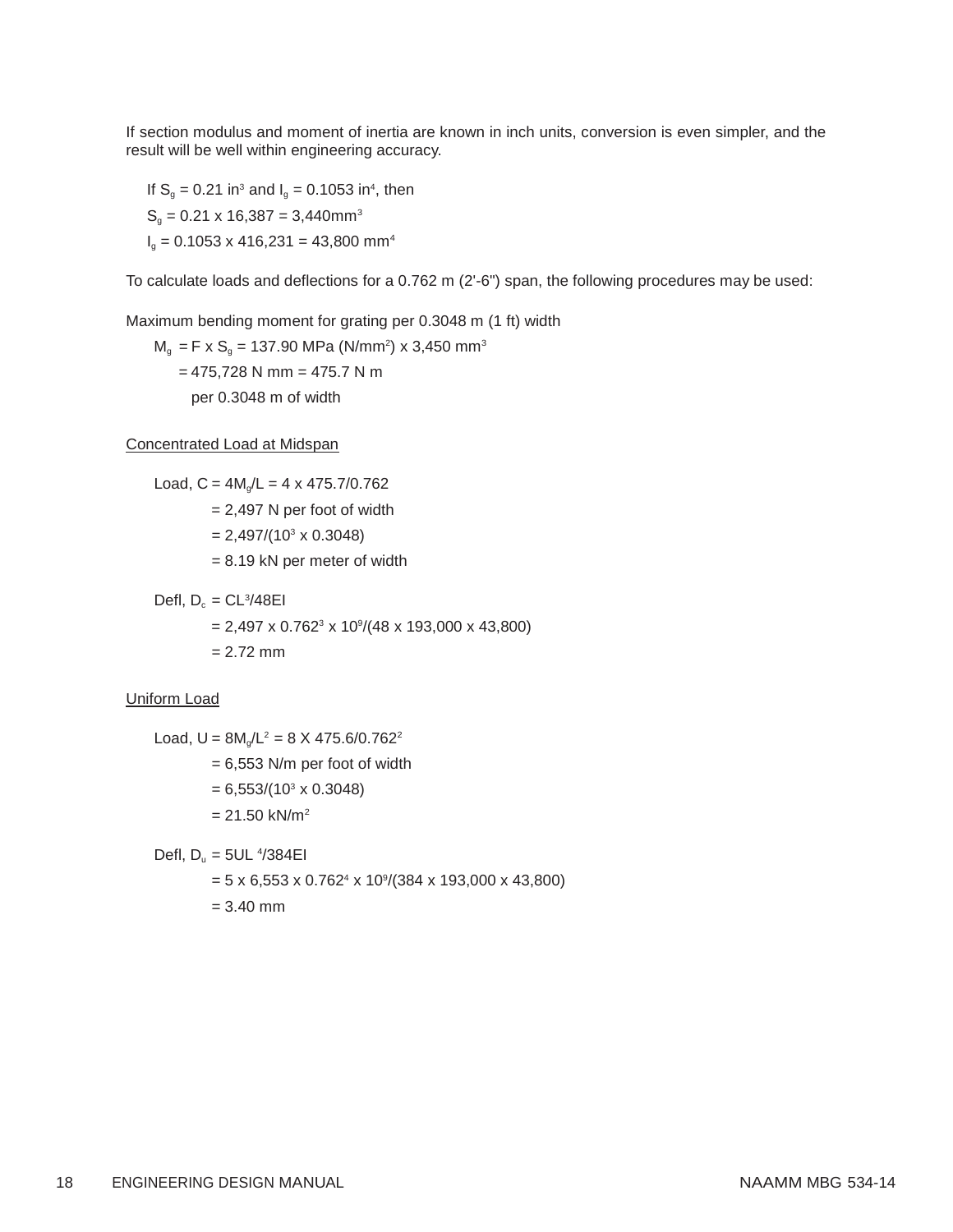If section modulus and moment of inertia are known in inch units, conversion is even simpler, and the result will be well within engineering accuracy.

If $S_g = 0.21\ in^3$ and $I_g = 0.1053\ in^4$, then

$S_g = 0.21 \times 16{,}387 = 3{,}440 mm^3$

$I_g = 0.1053 \times 416{,}231 = 43{,}800\ mm^4$

To calculate loads and deflections for a 0.762 m (2'-6") span, the following procedures may be used:

Maximum bending moment for grating per 0.3048 m (1 ft) width

$M_g = F \times S_g = 137.90$ MPa ($N/mm^2$) $\times\ 3{,}450\ mm^3$

$= 475{,}728$ N mm $= 475.7$ N m

per 0.3048 m of width

<u>Concentrated Load at Midspan</u>

Load, $C = 4M_g/L = 4 \times 475.7/0.762$

$= 2{,}497$ N per foot of width

$= 2{,}497/(10^3 \times 0.3048)$

$= 8.19$ kN per meter of width

Defl, $D_c = CL^3/48EI$

$= 2{,}497 \times 0.762^3 \times 10^9/(48 \times 193{,}000 \times 43{,}800)$

$= 2.72$ mm

<u>Uniform Load</u>

Load, $U = 8M_g/L^2 = 8 \text{ X } 475.6/0.762^2$

$= 6{,}553$ N/m per foot of width

$= 6{,}553/(10^3 \times 0.3048)$

$= 21.50\ kN/m^2$

Defl, $D_u = 5UL^4/384EI$

$= 5 \times 6{,}553 \times 0.762^4 \times 10^9/(384 \times 193{,}000 \times 43{,}800)$

$= 3.40$ mm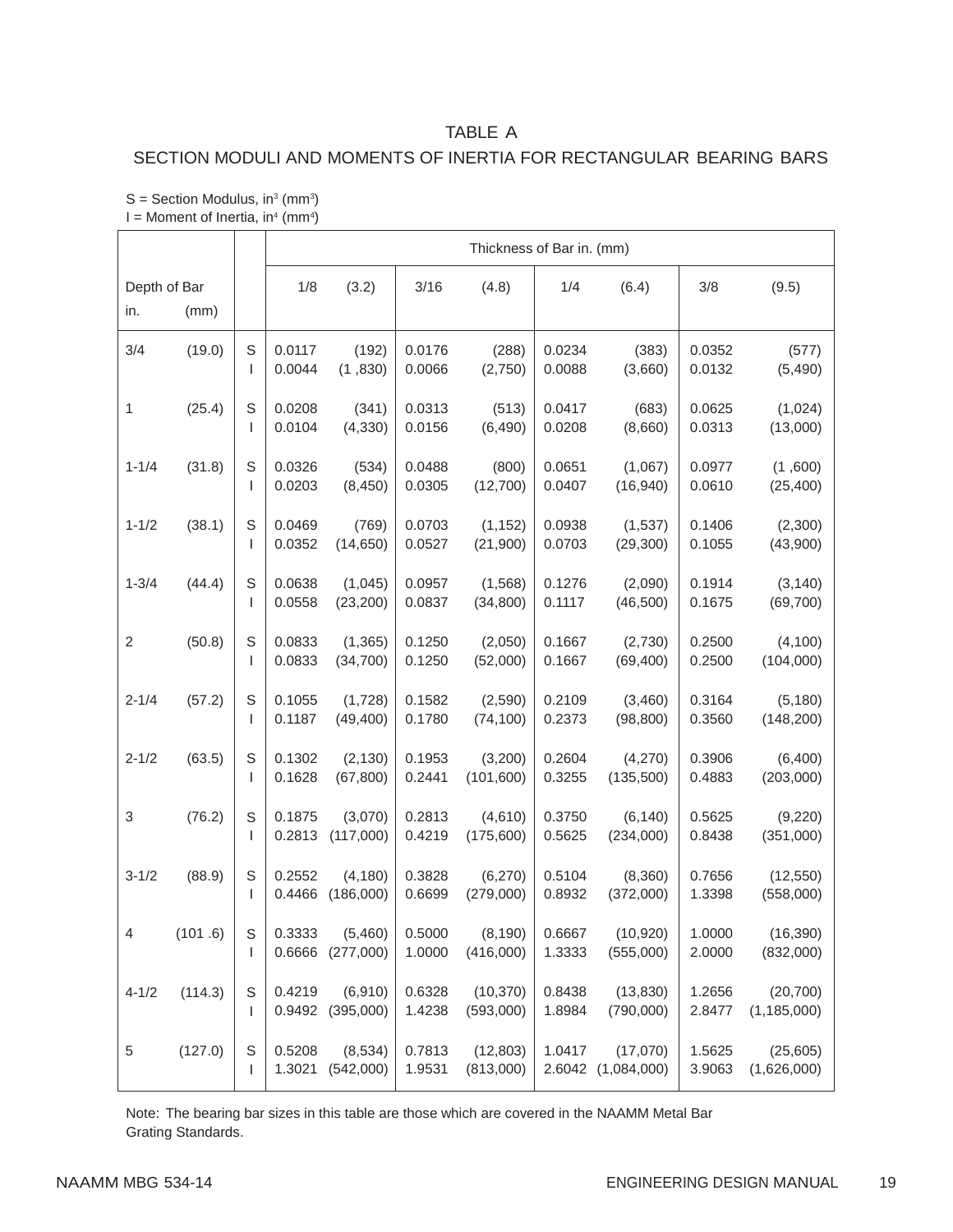# TABLE A

## SECTION MODULI AND MOMENTS OF INERTIA FOR RECTANGULAR BEARING BARS

S = Section Modulus, in³ (mm³)
I = Moment of Inertia, in⁴ (mm⁴)

| Depth of Bar in. | (mm) | | Thickness of Bar in. (mm) 1/8 | (3.2) | 3/16 | (4.8) | 1/4 | (6.4) | 3/8 | (9.5) |
|---|---|---|---|---|---|---|---|---|---|---|
| 3/4 | (19.0) | S | 0.0117 | (192) | 0.0176 | (288) | 0.0234 | (383) | 0.0352 | (577) |
| | | I | 0.0044 | (1 ,830) | 0.0066 | (2,750) | 0.0088 | (3,660) | 0.0132 | (5,490) |
| 1 | (25.4) | S | 0.0208 | (341) | 0.0313 | (513) | 0.0417 | (683) | 0.0625 | (1,024) |
| | | I | 0.0104 | (4,330) | 0.0156 | (6,490) | 0.0208 | (8,660) | 0.0313 | (13,000) |
| 1-1/4 | (31.8) | S | 0.0326 | (534) | 0.0488 | (800) | 0.0651 | (1,067) | 0.0977 | (1 ,600) |
| | | I | 0.0203 | (8,450) | 0.0305 | (12,700) | 0.0407 | (16,940) | 0.0610 | (25,400) |
| 1-1/2 | (38.1) | S | 0.0469 | (769) | 0.0703 | (1,152) | 0.0938 | (1,537) | 0.1406 | (2,300) |
| | | I | 0.0352 | (14,650) | 0.0527 | (21,900) | 0.0703 | (29,300) | 0.1055 | (43,900) |
| 1-3/4 | (44.4) | S | 0.0638 | (1,045) | 0.0957 | (1,568) | 0.1276 | (2,090) | 0.1914 | (3,140) |
| | | I | 0.0558 | (23,200) | 0.0837 | (34,800) | 0.1117 | (46,500) | 0.1675 | (69,700) |
| 2 | (50.8) | S | 0.0833 | (1,365) | 0.1250 | (2,050) | 0.1667 | (2,730) | 0.2500 | (4,100) |
| | | I | 0.0833 | (34,700) | 0.1250 | (52,000) | 0.1667 | (69,400) | 0.2500 | (104,000) |
| 2-1/4 | (57.2) | S | 0.1055 | (1,728) | 0.1582 | (2,590) | 0.2109 | (3,460) | 0.3164 | (5,180) |
| | | I | 0.1187 | (49,400) | 0.1780 | (74,100) | 0.2373 | (98,800) | 0.3560 | (148,200) |
| 2-1/2 | (63.5) | S | 0.1302 | (2,130) | 0.1953 | (3,200) | 0.2604 | (4,270) | 0.3906 | (6,400) |
| | | I | 0.1628 | (67,800) | 0.2441 | (101,600) | 0.3255 | (135,500) | 0.4883 | (203,000) |
| 3 | (76.2) | S | 0.1875 | (3,070) | 0.2813 | (4,610) | 0.3750 | (6,140) | 0.5625 | (9,220) |
| | | I | 0.2813 | (117,000) | 0.4219 | (175,600) | 0.5625 | (234,000) | 0.8438 | (351,000) |
| 3-1/2 | (88.9) | S | 0.2552 | (4,180) | 0.3828 | (6,270) | 0.5104 | (8,360) | 0.7656 | (12,550) |
| | | I | 0.4466 | (186,000) | 0.6699 | (279,000) | 0.8932 | (372,000) | 1.3398 | (558,000) |
| 4 | (101 .6) | S | 0.3333 | (5,460) | 0.5000 | (8,190) | 0.6667 | (10,920) | 1.0000 | (16,390) |
| | | I | 0.6666 | (277,000) | 1.0000 | (416,000) | 1.3333 | (555,000) | 2.0000 | (832,000) |
| 4-1/2 | (114.3) | S | 0.4219 | (6,910) | 0.6328 | (10,370) | 0.8438 | (13,830) | 1.2656 | (20,700) |
| | | I | 0.9492 | (395,000) | 1.4238 | (593,000) | 1.8984 | (790,000) | 2.8477 | (1,185,000) |
| 5 | (127.0) | S | 0.5208 | (8,534) | 0.7813 | (12,803) | 1.0417 | (17,070) | 1.5625 | (25,605) |
| | | I | 1.3021 | (542,000) | 1.9531 | (813,000) | 2.6042 | (1,084,000) | 3.9063 | (1,626,000) |

Note: The bearing bar sizes in this table are those which are covered in the NAAMM Metal Bar Grating Standards.